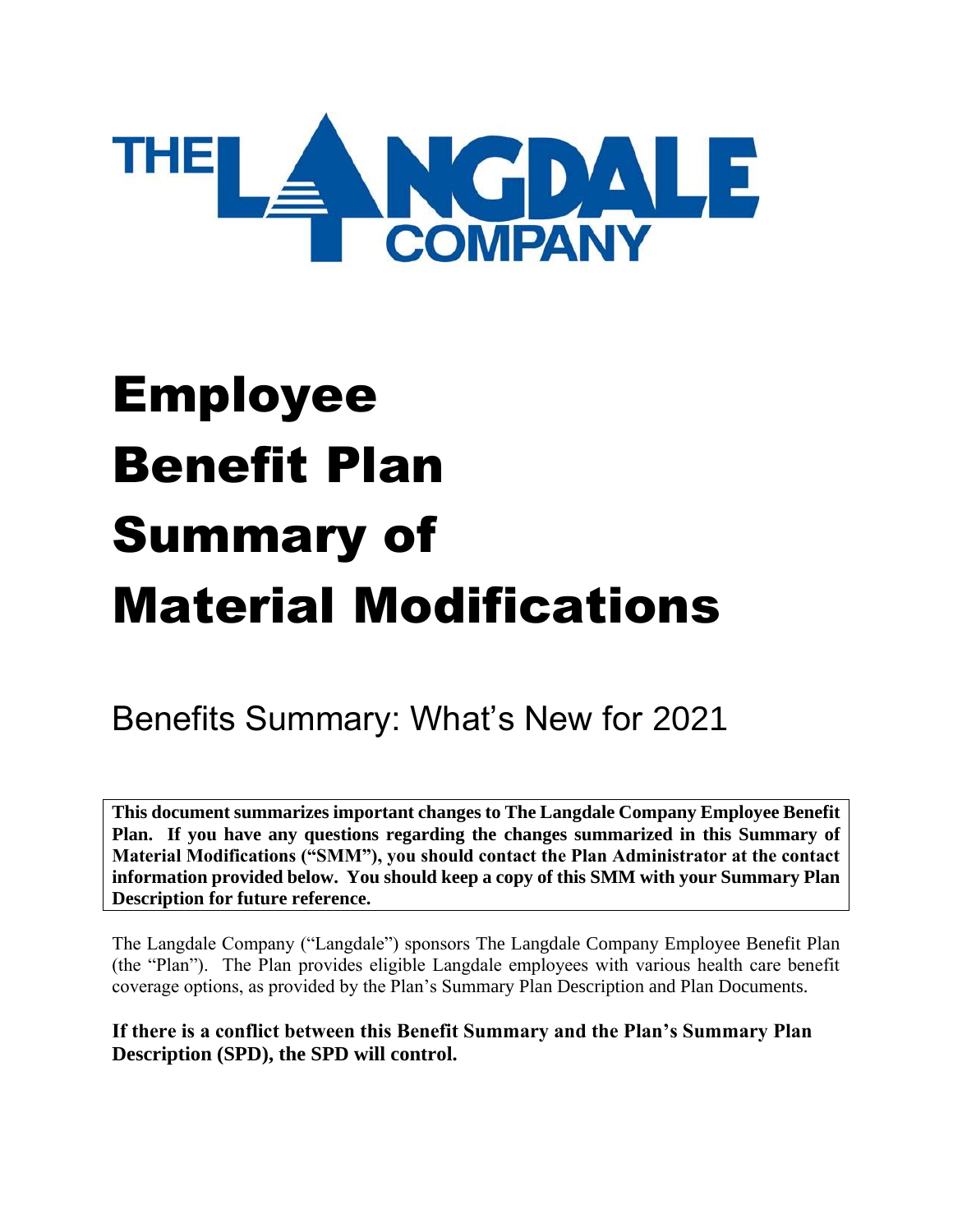THE LANGDALE COMPANY

# Employee Benefit Plan Summary of Material Modifications

## Benefits Summary: What's New for 2021

**This document summarizes important changes to The Langdale Company Employee Benefit Plan. If you have any questions regarding the changes summarized in this Summary of Material Modifications ("SMM"), you should contact the Plan Administrator at the contact information provided below. You should keep a copy of this SMM with your Summary Plan Description for future reference.**

The Langdale Company ("Langdale") sponsors The Langdale Company Employee Benefit Plan (the "Plan"). The Plan provides eligible Langdale employees with various health care benefit coverage options, as provided by the Plan's Summary Plan Description and Plan Documents.

**If there is a conflict between this Benefit Summary and the Plan's Summary Plan Description (SPD), the SPD will control.**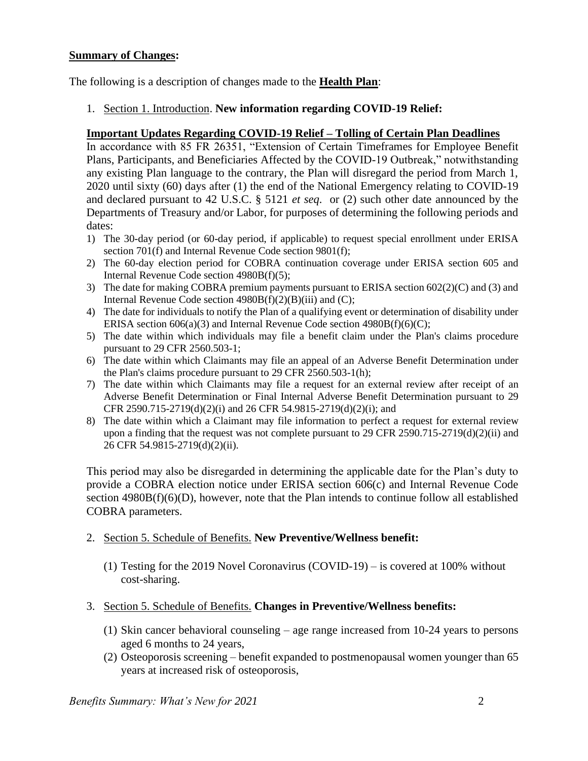**Summary of Changes:**

The following is a description of changes made to the **Health Plan**:

1. Section 1. Introduction. **New information regarding COVID-19 Relief:**

**Important Updates Regarding COVID-19 Relief – Tolling of Certain Plan Deadlines**

In accordance with 85 FR 26351, "Extension of Certain Timeframes for Employee Benefit Plans, Participants, and Beneficiaries Affected by the COVID-19 Outbreak," notwithstanding any existing Plan language to the contrary, the Plan will disregard the period from March 1, 2020 until sixty (60) days after (1) the end of the National Emergency relating to COVID-19 and declared pursuant to 42 U.S.C. § 5121 *et seq.* or (2) such other date announced by the Departments of Treasury and/or Labor, for purposes of determining the following periods and dates:

1) The 30-day period (or 60-day period, if applicable) to request special enrollment under ERISA section 701(f) and Internal Revenue Code section 9801(f);
2) The 60-day election period for COBRA continuation coverage under ERISA section 605 and Internal Revenue Code section 4980B(f)(5);
3) The date for making COBRA premium payments pursuant to ERISA section 602(2)(C) and (3) and Internal Revenue Code section 4980B(f)(2)(B)(iii) and (C);
4) The date for individuals to notify the Plan of a qualifying event or determination of disability under ERISA section 606(a)(3) and Internal Revenue Code section 4980B(f)(6)(C);
5) The date within which individuals may file a benefit claim under the Plan's claims procedure pursuant to 29 CFR 2560.503-1;
6) The date within which Claimants may file an appeal of an Adverse Benefit Determination under the Plan's claims procedure pursuant to 29 CFR 2560.503-1(h);
7) The date within which Claimants may file a request for an external review after receipt of an Adverse Benefit Determination or Final Internal Adverse Benefit Determination pursuant to 29 CFR 2590.715-2719(d)(2)(i) and 26 CFR 54.9815-2719(d)(2)(i); and
8) The date within which a Claimant may file information to perfect a request for external review upon a finding that the request was not complete pursuant to 29 CFR 2590.715-2719(d)(2)(ii) and 26 CFR 54.9815-2719(d)(2)(ii).

This period may also be disregarded in determining the applicable date for the Plan's duty to provide a COBRA election notice under ERISA section 606(c) and Internal Revenue Code section 4980B(f)(6)(D), however, note that the Plan intends to continue follow all established COBRA parameters.

2. Section 5. Schedule of Benefits. **New Preventive/Wellness benefit:**

   (1) Testing for the 2019 Novel Coronavirus (COVID-19) – is covered at 100% without cost-sharing.

3. Section 5. Schedule of Benefits. **Changes in Preventive/Wellness benefits:**

   (1) Skin cancer behavioral counseling – age range increased from 10-24 years to persons aged 6 months to 24 years,
   (2) Osteoporosis screening – benefit expanded to postmenopausal women younger than 65 years at increased risk of osteoporosis,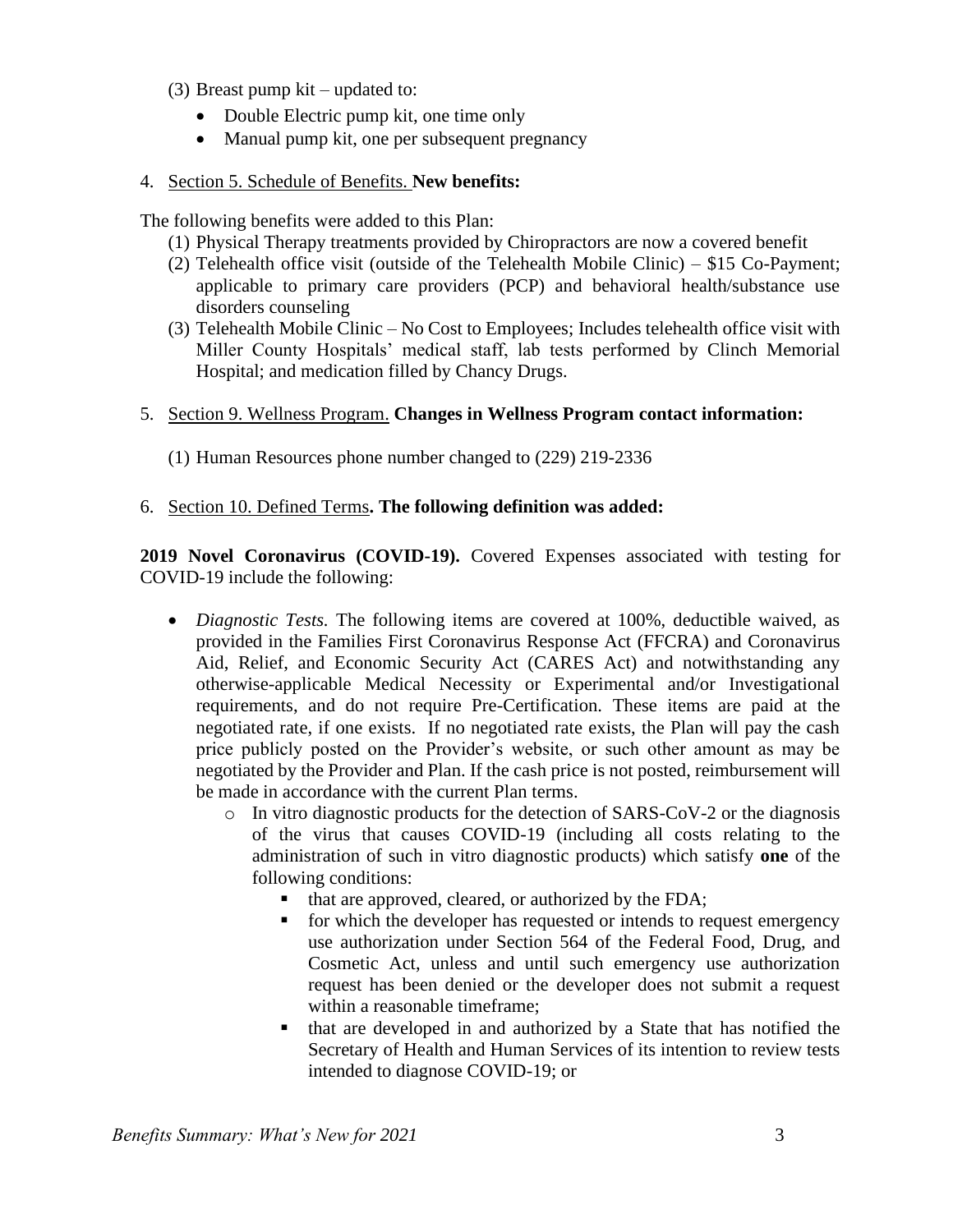(3) Breast pump kit – updated to:

- Double Electric pump kit, one time only
- Manual pump kit, one per subsequent pregnancy

4. Section 5. Schedule of Benefits. **New benefits:**

The following benefits were added to this Plan:

(1) Physical Therapy treatments provided by Chiropractors are now a covered benefit

(2) Telehealth office visit (outside of the Telehealth Mobile Clinic) – $15 Co-Payment; applicable to primary care providers (PCP) and behavioral health/substance use disorders counseling

(3) Telehealth Mobile Clinic – No Cost to Employees; Includes telehealth office visit with Miller County Hospitals' medical staff, lab tests performed by Clinch Memorial Hospital; and medication filled by Chancy Drugs.

5. Section 9. Wellness Program. **Changes in Wellness Program contact information:**

(1) Human Resources phone number changed to (229) 219-2336

6. Section 10. Defined Terms**. The following definition was added:**

**2019 Novel Coronavirus (COVID-19).** Covered Expenses associated with testing for COVID-19 include the following:

- *Diagnostic Tests.* The following items are covered at 100%, deductible waived, as provided in the Families First Coronavirus Response Act (FFCRA) and Coronavirus Aid, Relief, and Economic Security Act (CARES Act) and notwithstanding any otherwise-applicable Medical Necessity or Experimental and/or Investigational requirements, and do not require Pre-Certification. These items are paid at the negotiated rate, if one exists. If no negotiated rate exists, the Plan will pay the cash price publicly posted on the Provider's website, or such other amount as may be negotiated by the Provider and Plan. If the cash price is not posted, reimbursement will be made in accordance with the current Plan terms.
    - In vitro diagnostic products for the detection of SARS-CoV-2 or the diagnosis of the virus that causes COVID-19 (including all costs relating to the administration of such in vitro diagnostic products) which satisfy **one** of the following conditions:
        - that are approved, cleared, or authorized by the FDA;
        - for which the developer has requested or intends to request emergency use authorization under Section 564 of the Federal Food, Drug, and Cosmetic Act, unless and until such emergency use authorization request has been denied or the developer does not submit a request within a reasonable timeframe;
        - that are developed in and authorized by a State that has notified the Secretary of Health and Human Services of its intention to review tests intended to diagnose COVID-19; or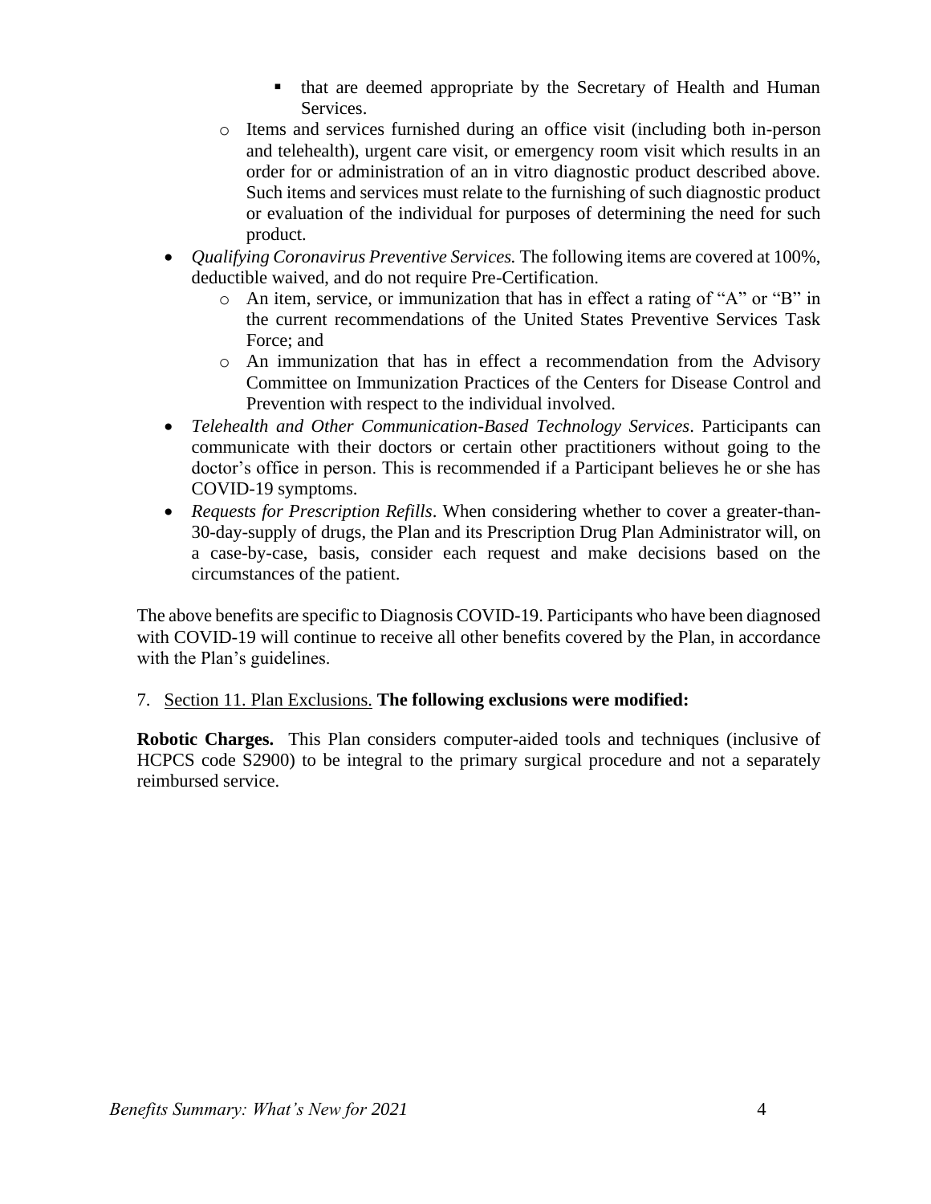- that are deemed appropriate by the Secretary of Health and Human Services.
    - Items and services furnished during an office visit (including both in-person and telehealth), urgent care visit, or emergency room visit which results in an order for or administration of an in vitro diagnostic product described above. Such items and services must relate to the furnishing of such diagnostic product or evaluation of the individual for purposes of determining the need for such product.
- *Qualifying Coronavirus Preventive Services.* The following items are covered at 100%, deductible waived, and do not require Pre-Certification.
    - An item, service, or immunization that has in effect a rating of "A" or "B" in the current recommendations of the United States Preventive Services Task Force; and
    - An immunization that has in effect a recommendation from the Advisory Committee on Immunization Practices of the Centers for Disease Control and Prevention with respect to the individual involved.
- *Telehealth and Other Communication-Based Technology Services*. Participants can communicate with their doctors or certain other practitioners without going to the doctor's office in person. This is recommended if a Participant believes he or she has COVID-19 symptoms.
- *Requests for Prescription Refills*. When considering whether to cover a greater-than-30-day-supply of drugs, the Plan and its Prescription Drug Plan Administrator will, on a case-by-case, basis, consider each request and make decisions based on the circumstances of the patient.

The above benefits are specific to Diagnosis COVID-19. Participants who have been diagnosed with COVID-19 will continue to receive all other benefits covered by the Plan, in accordance with the Plan's guidelines.

7. <u>Section 11. Plan Exclusions.</u> **The following exclusions were modified:**

**Robotic Charges.** This Plan considers computer-aided tools and techniques (inclusive of HCPCS code S2900) to be integral to the primary surgical procedure and not a separately reimbursed service.